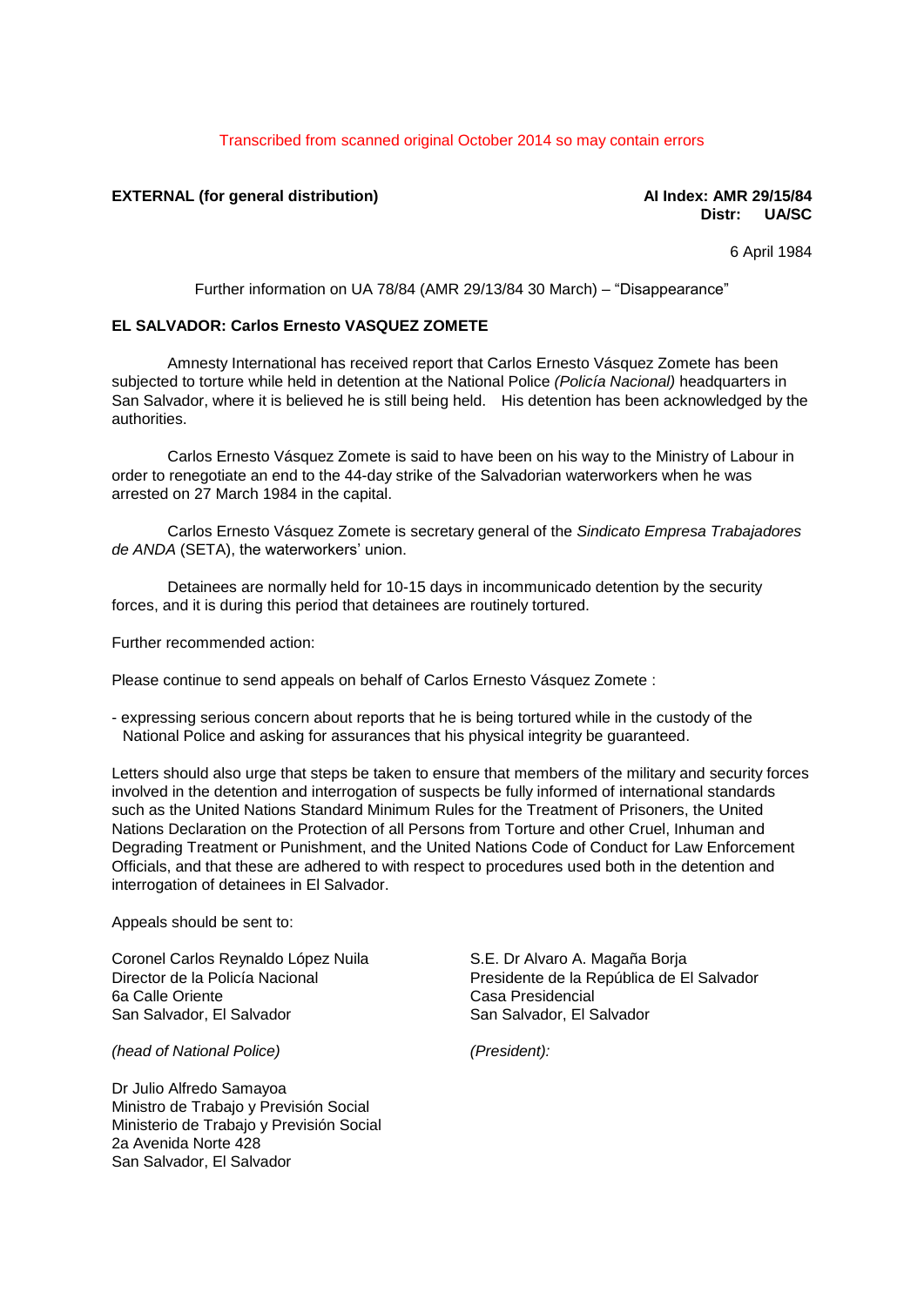Transcribed from scanned original October 2014 so may contain errors

**EXTERNAL (for general distribution)**

**AI Index: AMR 29/15/84**
**Distr: UA/SC**

6 April 1984

Further information on UA 78/84 (AMR 29/13/84 30 March) – "Disappearance"

**EL SALVADOR: Carlos Ernesto VASQUEZ ZOMETE**

Amnesty International has received report that Carlos Ernesto Vásquez Zomete has been subjected to torture while held in detention at the National Police *(Policía Nacional)* headquarters in San Salvador, where it is believed he is still being held. His detention has been acknowledged by the authorities.

Carlos Ernesto Vásquez Zomete is said to have been on his way to the Ministry of Labour in order to renegotiate an end to the 44-day strike of the Salvadorian waterworkers when he was arrested on 27 March 1984 in the capital.

Carlos Ernesto Vásquez Zomete is secretary general of the *Sindicato Empresa Trabajadores de ANDA* (SETA), the waterworkers' union.

Detainees are normally held for 10-15 days in incommunicado detention by the security forces, and it is during this period that detainees are routinely tortured.

Further recommended action:

Please continue to send appeals on behalf of Carlos Ernesto Vásquez Zomete :

- expressing serious concern about reports that he is being tortured while in the custody of the National Police and asking for assurances that his physical integrity be guaranteed.

Letters should also urge that steps be taken to ensure that members of the military and security forces involved in the detention and interrogation of suspects be fully informed of international standards such as the United Nations Standard Minimum Rules for the Treatment of Prisoners, the United Nations Declaration on the Protection of all Persons from Torture and other Cruel, Inhuman and Degrading Treatment or Punishment, and the United Nations Code of Conduct for Law Enforcement Officials, and that these are adhered to with respect to procedures used both in the detention and interrogation of detainees in El Salvador.

Appeals should be sent to:

Coronel Carlos Reynaldo López Nuila
Director de la Policía Nacional
6a Calle Oriente
San Salvador, El Salvador

*(head of National Police)*

S.E. Dr Alvaro A. Magaña Borja
Presidente de la República de El Salvador
Casa Presidencial
San Salvador, El Salvador

*(President):*

Dr Julio Alfredo Samayoa
Ministro de Trabajo y Previsión Social
Ministerio de Trabajo y Previsión Social
2a Avenida Norte 428
San Salvador, El Salvador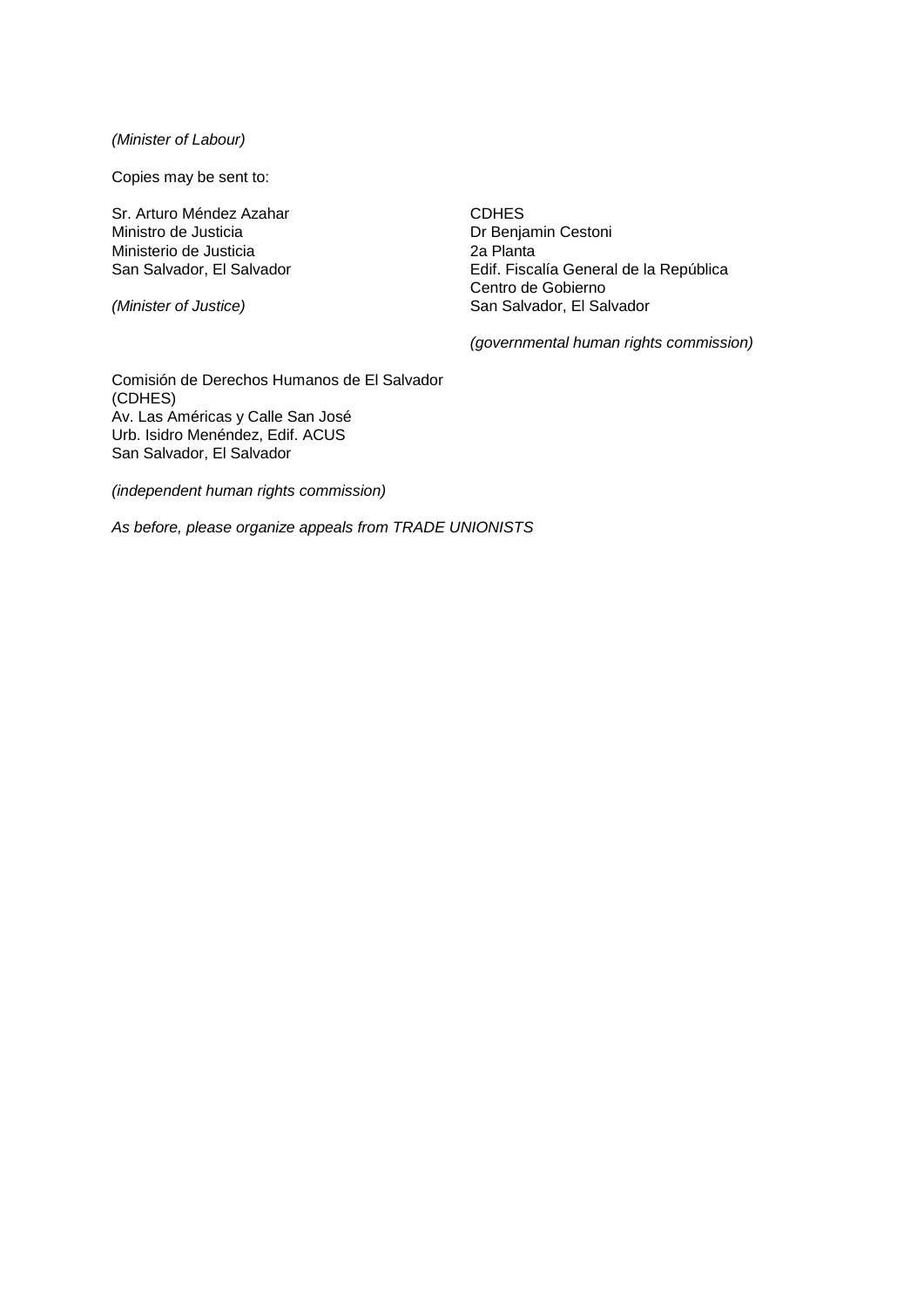*(Minister of Labour)*

Copies may be sent to:

Sr. Arturo Méndez Azahar
Ministro de Justicia
Ministerio de Justicia
San Salvador, El Salvador

*(Minister of Justice)*

CDHES
Dr Benjamin Cestoni
2a Planta
Edif. Fiscalía General de la República
Centro de Gobierno
San Salvador, El Salvador

*(governmental human rights commission)*

Comisión de Derechos Humanos de El Salvador
(CDHES)
Av. Las Américas y Calle San José
Urb. Isidro Menéndez, Edif. ACUS
San Salvador, El Salvador

*(independent human rights commission)*

*As before, please organize appeals from TRADE UNIONISTS*